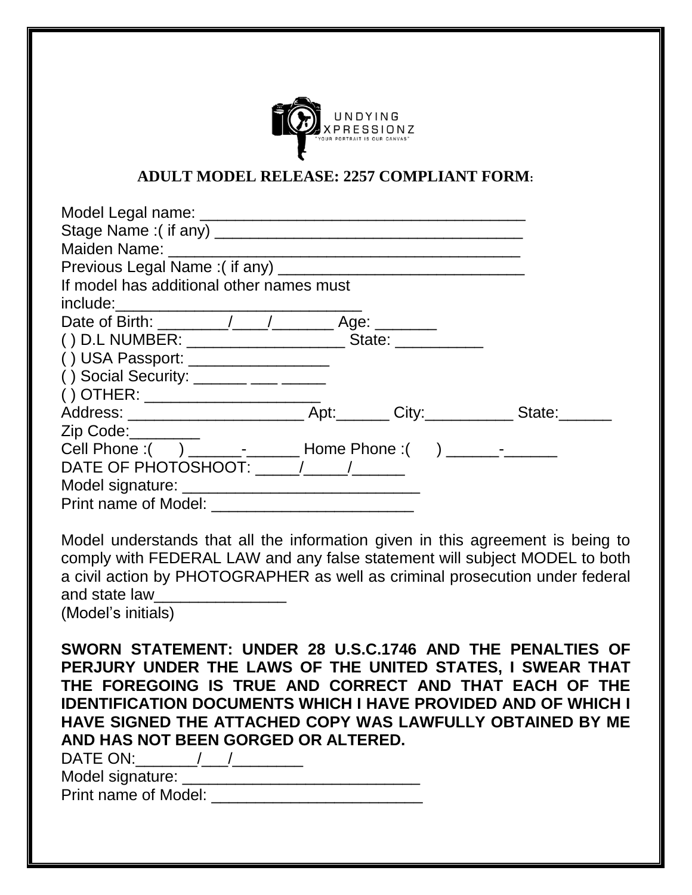UNDYING XPRESSIONZ
"YOUR PORTRAIT IS OUR CANVAS"

## ADULT MODEL RELEASE: 2257 COMPLIANT FORM:

Model Legal name: ______________________________________
Stage Name :( if any) ___________________________________
Maiden Name: __________________________________________
Previous Legal Name :( if any) ____________________________
If model has additional other names must include:____________________________
Date of Birth: ________/____/_______ Age: _______
( ) D.L NUMBER: __________________ State: __________
( ) USA Passport: ________________
( ) Social Security: ______ ___ _____
( ) OTHER: ____________________
Address: ____________________ Apt:______ City:__________ State:______
Zip Code:________
Cell Phone :(     ) ______-______ Home Phone :(     ) ______-______
DATE OF PHOTOSHOOT: _____/_____/______
Model signature: ___________________________
Print name of Model: _______________________

Model understands that all the information given in this agreement is being to comply with FEDERAL LAW and any false statement will subject MODEL to both a civil action by PHOTOGRAPHER as well as criminal prosecution under federal and state law_______________
(Model's initials)

**SWORN STATEMENT: UNDER 28 U.S.C.1746 AND THE PENALTIES OF PERJURY UNDER THE LAWS OF THE UNITED STATES, I SWEAR THAT THE FOREGOING IS TRUE AND CORRECT AND THAT EACH OF THE IDENTIFICATION DOCUMENTS WHICH I HAVE PROVIDED AND OF WHICH I HAVE SIGNED THE ATTACHED COPY WAS LAWFULLY OBTAINED BY ME AND HAS NOT BEEN GORGED OR ALTERED.**

DATE ON:_______/___/________
Model signature: ___________________________
Print name of Model: ________________________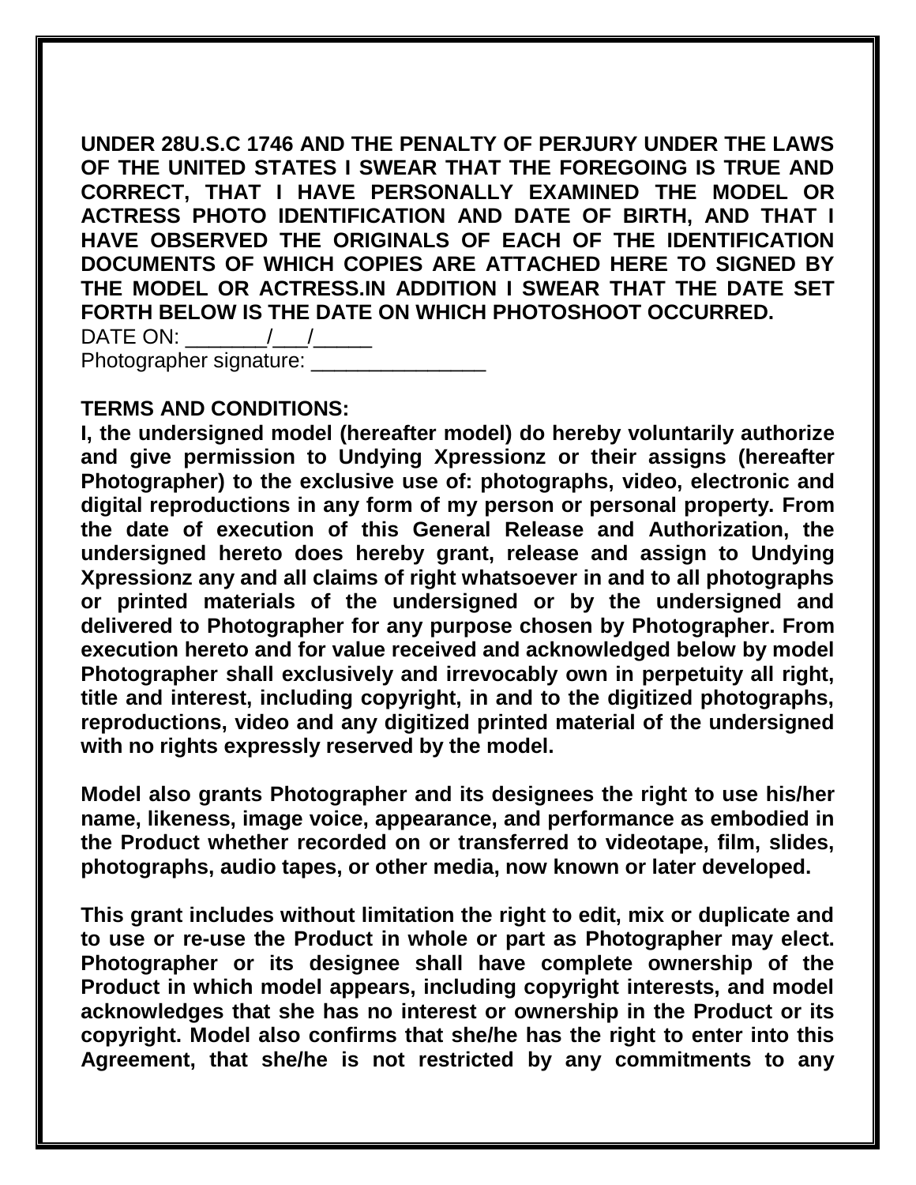**UNDER 28U.S.C 1746 AND THE PENALTY OF PERJURY UNDER THE LAWS OF THE UNITED STATES I SWEAR THAT THE FOREGOING IS TRUE AND CORRECT, THAT I HAVE PERSONALLY EXAMINED THE MODEL OR ACTRESS PHOTO IDENTIFICATION AND DATE OF BIRTH, AND THAT I HAVE OBSERVED THE ORIGINALS OF EACH OF THE IDENTIFICATION DOCUMENTS OF WHICH COPIES ARE ATTACHED HERE TO SIGNED BY THE MODEL OR ACTRESS.IN ADDITION I SWEAR THAT THE DATE SET FORTH BELOW IS THE DATE ON WHICH PHOTOSHOOT OCCURRED.**

DATE ON: _______/___/_____

Photographer signature: _______________

**TERMS AND CONDITIONS:**

**I, the undersigned model (hereafter model) do hereby voluntarily authorize and give permission to Undying Xpressionz or their assigns (hereafter Photographer) to the exclusive use of: photographs, video, electronic and digital reproductions in any form of my person or personal property. From the date of execution of this General Release and Authorization, the undersigned hereto does hereby grant, release and assign to Undying Xpressionz any and all claims of right whatsoever in and to all photographs or printed materials of the undersigned or by the undersigned and delivered to Photographer for any purpose chosen by Photographer. From execution hereto and for value received and acknowledged below by model Photographer shall exclusively and irrevocably own in perpetuity all right, title and interest, including copyright, in and to the digitized photographs, reproductions, video and any digitized printed material of the undersigned with no rights expressly reserved by the model.**

**Model also grants Photographer and its designees the right to use his/her name, likeness, image voice, appearance, and performance as embodied in the Product whether recorded on or transferred to videotape, film, slides, photographs, audio tapes, or other media, now known or later developed.**

**This grant includes without limitation the right to edit, mix or duplicate and to use or re-use the Product in whole or part as Photographer may elect. Photographer or its designee shall have complete ownership of the Product in which model appears, including copyright interests, and model acknowledges that she has no interest or ownership in the Product or its copyright. Model also confirms that she/he has the right to enter into this Agreement, that she/he is not restricted by any commitments to any**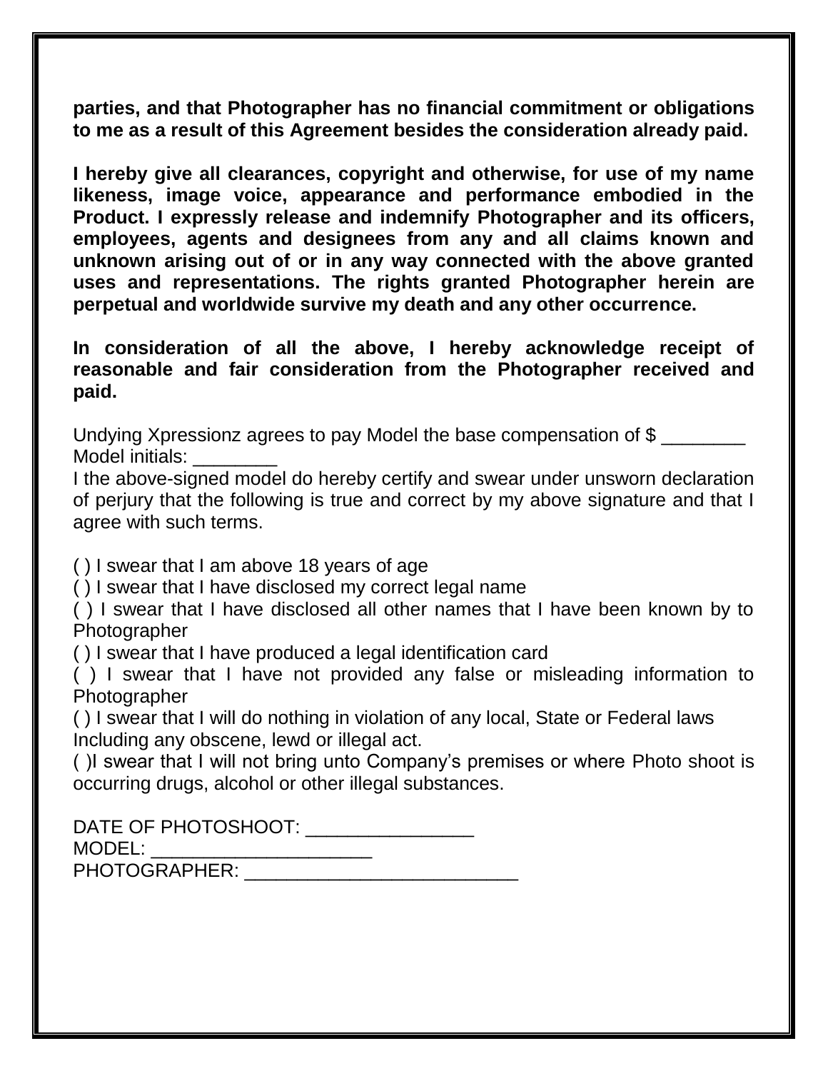**parties, and that Photographer has no financial commitment or obligations to me as a result of this Agreement besides the consideration already paid.**

**I hereby give all clearances, copyright and otherwise, for use of my name likeness, image voice, appearance and performance embodied in the Product. I expressly release and indemnify Photographer and its officers, employees, agents and designees from any and all claims known and unknown arising out of or in any way connected with the above granted uses and representations. The rights granted Photographer herein are perpetual and worldwide survive my death and any other occurrence.**

**In consideration of all the above, I hereby acknowledge receipt of reasonable and fair consideration from the Photographer received and paid.**

Undying Xpressionz agrees to pay Model the base compensation of $ ________
Model initials: ________
I the above-signed model do hereby certify and swear under unsworn declaration of perjury that the following is true and correct by my above signature and that I agree with such terms.

( ) I swear that I am above 18 years of age
( ) I swear that I have disclosed my correct legal name
( ) I swear that I have disclosed all other names that I have been known by to Photographer
( ) I swear that I have produced a legal identification card
( ) I swear that I have not provided any false or misleading information to Photographer
( ) I swear that I will do nothing in violation of any local, State or Federal laws Including any obscene, lewd or illegal act.
( )I swear that I will not bring unto Company's premises or where Photo shoot is occurring drugs, alcohol or other illegal substances.

DATE OF PHOTOSHOOT: ________________
MODEL: _____________________
PHOTOGRAPHER: __________________________